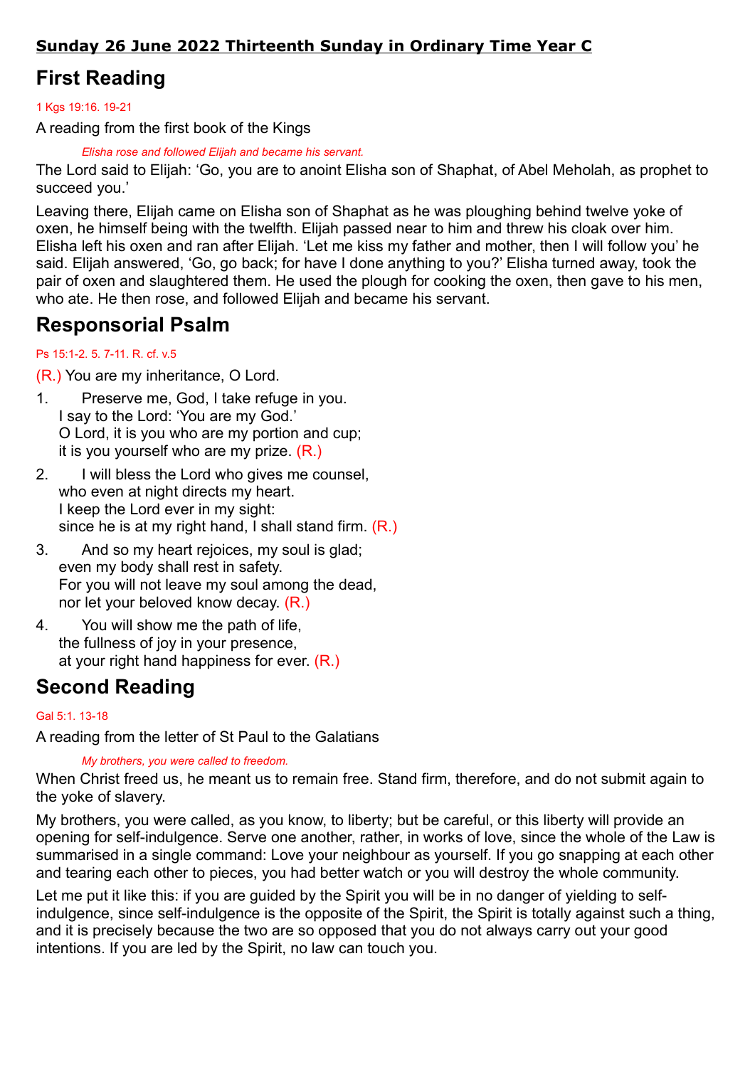**Sunday 26 June 2022 Thirteenth Sunday in Ordinary Time Year C**

# First Reading

1 Kgs 19:16. 19-21

A reading from the first book of the Kings

*Elisha rose and followed Elijah and became his servant.*

The Lord said to Elijah: 'Go, you are to anoint Elisha son of Shaphat, of Abel Meholah, as prophet to succeed you.'

Leaving there, Elijah came on Elisha son of Shaphat as he was ploughing behind twelve yoke of oxen, he himself being with the twelfth. Elijah passed near to him and threw his cloak over him. Elisha left his oxen and ran after Elijah. 'Let me kiss my father and mother, then I will follow you' he said. Elijah answered, 'Go, go back; for have I done anything to you?' Elisha turned away, took the pair of oxen and slaughtered them. He used the plough for cooking the oxen, then gave to his men, who ate. He then rose, and followed Elijah and became his servant.

# Responsorial Psalm

Ps 15:1-2. 5. 7-11. R. cf. v.5

(R.) You are my inheritance, O Lord.

1. Preserve me, God, I take refuge in you.
   I say to the Lord: 'You are my God.'
   O Lord, it is you who are my portion and cup;
   it is you yourself who are my prize. (R.)
2. I will bless the Lord who gives me counsel,
   who even at night directs my heart.
   I keep the Lord ever in my sight:
   since he is at my right hand, I shall stand firm. (R.)
3. And so my heart rejoices, my soul is glad;
   even my body shall rest in safety.
   For you will not leave my soul among the dead,
   nor let your beloved know decay. (R.)
4. You will show me the path of life,
   the fullness of joy in your presence,
   at your right hand happiness for ever. (R.)

# Second Reading

Gal 5:1. 13-18

A reading from the letter of St Paul to the Galatians

*My brothers, you were called to freedom.*

When Christ freed us, he meant us to remain free. Stand firm, therefore, and do not submit again to the yoke of slavery.

My brothers, you were called, as you know, to liberty; but be careful, or this liberty will provide an opening for self-indulgence. Serve one another, rather, in works of love, since the whole of the Law is summarised in a single command: Love your neighbour as yourself. If you go snapping at each other and tearing each other to pieces, you had better watch or you will destroy the whole community.

Let me put it like this: if you are guided by the Spirit you will be in no danger of yielding to self-indulgence, since self-indulgence is the opposite of the Spirit, the Spirit is totally against such a thing, and it is precisely because the two are so opposed that you do not always carry out your good intentions. If you are led by the Spirit, no law can touch you.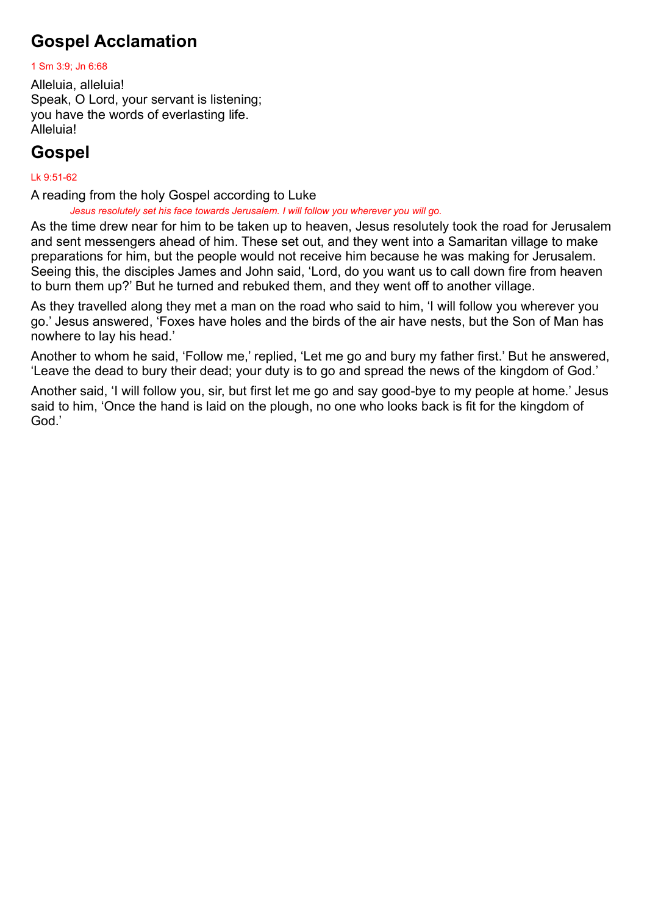## Gospel Acclamation

1 Sm 3:9; Jn 6:68

Alleluia, alleluia!
Speak, O Lord, your servant is listening;
you have the words of everlasting life.
Alleluia!

## Gospel

Lk 9:51-62

A reading from the holy Gospel according to Luke

*Jesus resolutely set his face towards Jerusalem. I will follow you wherever you will go.*

As the time drew near for him to be taken up to heaven, Jesus resolutely took the road for Jerusalem and sent messengers ahead of him. These set out, and they went into a Samaritan village to make preparations for him, but the people would not receive him because he was making for Jerusalem. Seeing this, the disciples James and John said, 'Lord, do you want us to call down fire from heaven to burn them up?' But he turned and rebuked them, and they went off to another village.

As they travelled along they met a man on the road who said to him, 'I will follow you wherever you go.' Jesus answered, 'Foxes have holes and the birds of the air have nests, but the Son of Man has nowhere to lay his head.'

Another to whom he said, 'Follow me,' replied, 'Let me go and bury my father first.' But he answered, 'Leave the dead to bury their dead; your duty is to go and spread the news of the kingdom of God.'

Another said, 'I will follow you, sir, but first let me go and say good-bye to my people at home.' Jesus said to him, 'Once the hand is laid on the plough, no one who looks back is fit for the kingdom of God.'